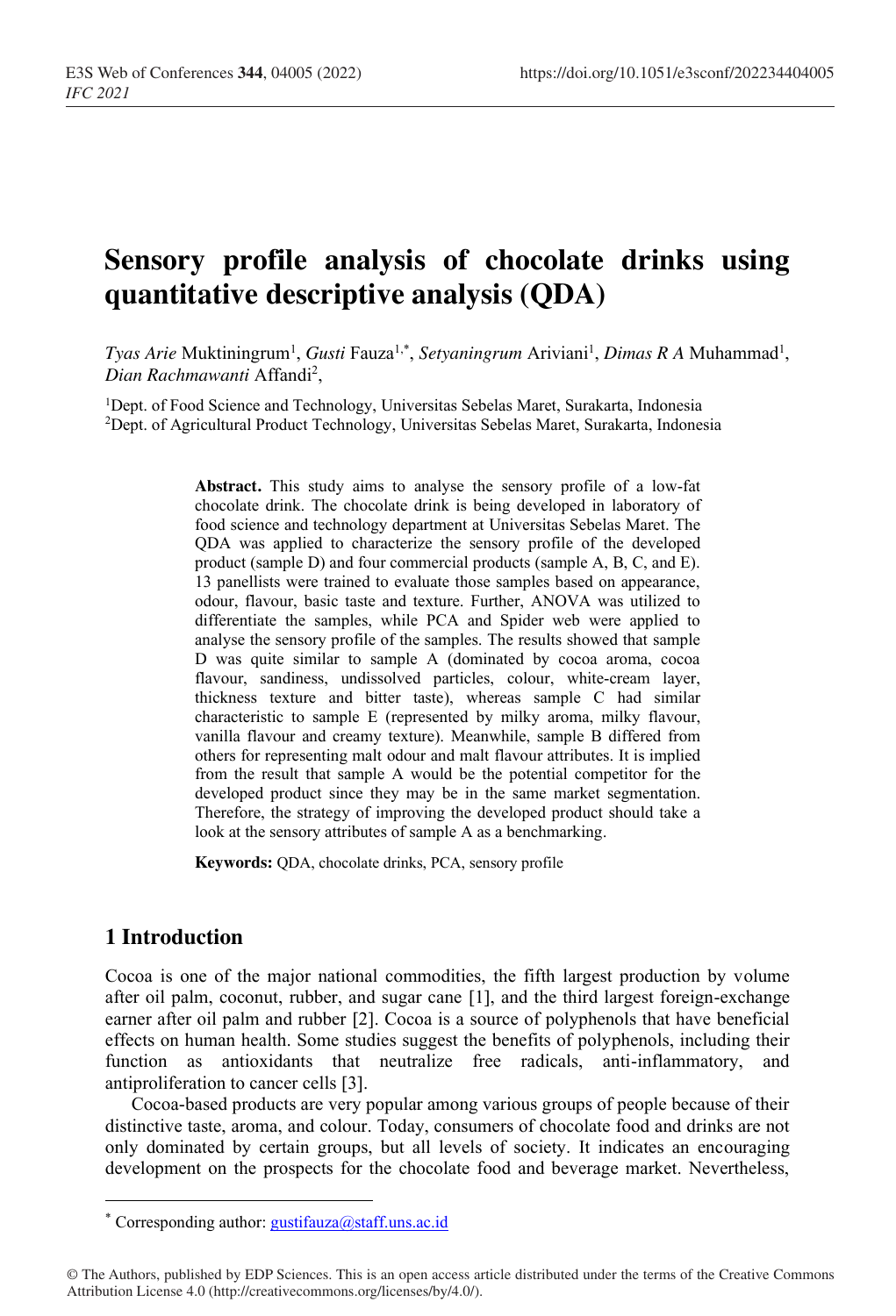# Sensory profile analysis of chocolate drinks using quantitative descriptive analysis (QDA)

*Tyas Arie* Muktiningrum[1], *Gusti* Fauza[1,*], *Setyaningrum* Ariviani[1], *Dimas R A* Muhammad[1], *Dian Rachmawanti* Affandi[2],

[1]Dept. of Food Science and Technology, Universitas Sebelas Maret, Surakarta, Indonesia
[2]Dept. of Agricultural Product Technology, Universitas Sebelas Maret, Surakarta, Indonesia

**Abstract.** This study aims to analyse the sensory profile of a low-fat chocolate drink. The chocolate drink is being developed in laboratory of food science and technology department at Universitas Sebelas Maret. The QDA was applied to characterize the sensory profile of the developed product (sample D) and four commercial products (sample A, B, C, and E). 13 panellists were trained to evaluate those samples based on appearance, odour, flavour, basic taste and texture. Further, ANOVA was utilized to differentiate the samples, while PCA and Spider web were applied to analyse the sensory profile of the samples. The results showed that sample D was quite similar to sample A (dominated by cocoa aroma, cocoa flavour, sandiness, undissolved particles, colour, white-cream layer, thickness texture and bitter taste), whereas sample C had similar characteristic to sample E (represented by milky aroma, milky flavour, vanilla flavour and creamy texture). Meanwhile, sample B differed from others for representing malt odour and malt flavour attributes. It is implied from the result that sample A would be the potential competitor for the developed product since they may be in the same market segmentation. Therefore, the strategy of improving the developed product should take a look at the sensory attributes of sample A as a benchmarking.

**Keywords:** QDA, chocolate drinks, PCA, sensory profile

## 1 Introduction

Cocoa is one of the major national commodities, the fifth largest production by volume after oil palm, coconut, rubber, and sugar cane [1], and the third largest foreign-exchange earner after oil palm and rubber [2]. Cocoa is a source of polyphenols that have beneficial effects on human health. Some studies suggest the benefits of polyphenols, including their function as antioxidants that neutralize free radicals, anti-inflammatory, and antiproliferation to cancer cells [3].

Cocoa-based products are very popular among various groups of people because of their distinctive taste, aroma, and colour. Today, consumers of chocolate food and drinks are not only dominated by certain groups, but all levels of society. It indicates an encouraging development on the prospects for the chocolate food and beverage market. Nevertheless,

---

* Corresponding author: gustifauza@staff.uns.ac.id

© The Authors, published by EDP Sciences. This is an open access article distributed under the terms of the Creative Commons Attribution License 4.0 (http://creativecommons.org/licenses/by/4.0/).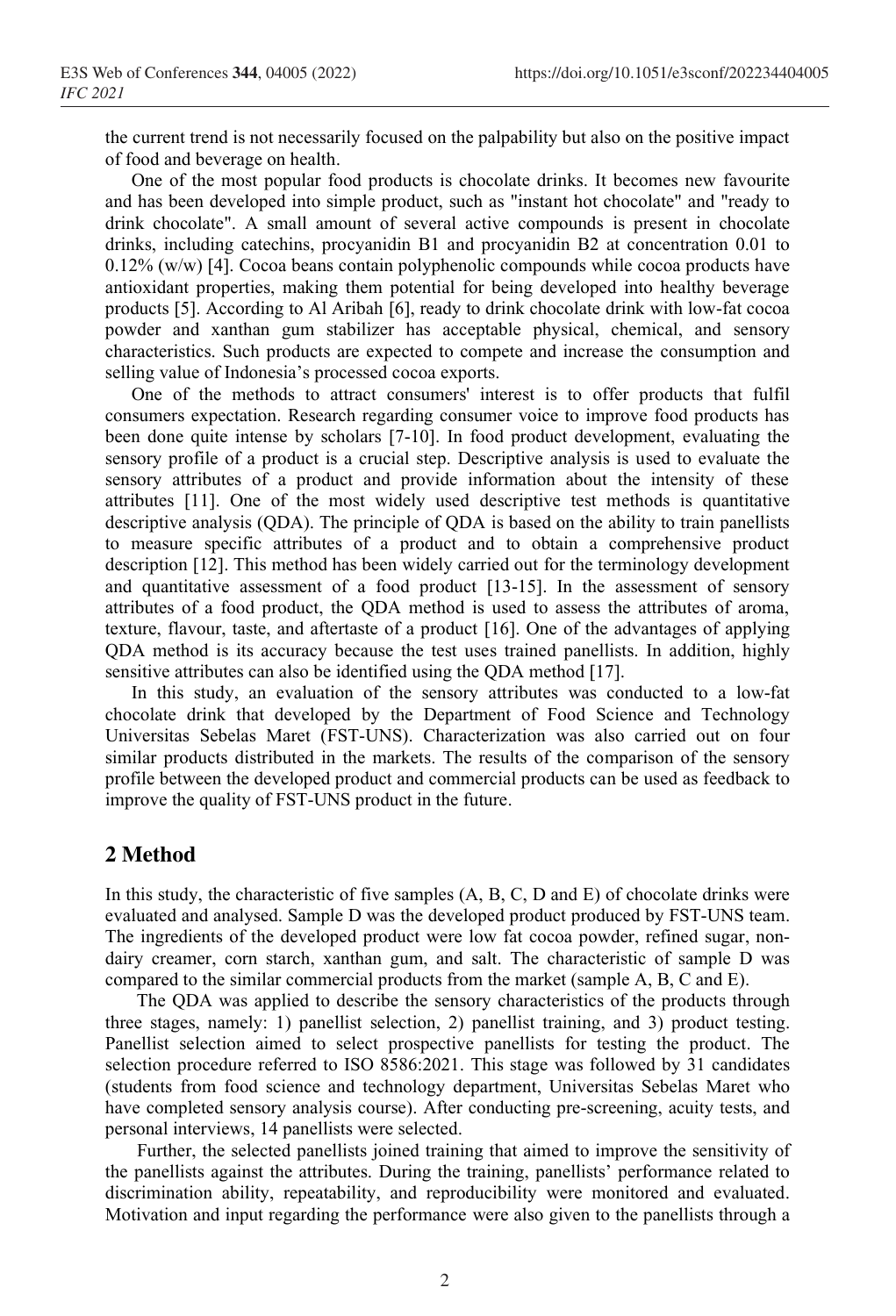the current trend is not necessarily focused on the palpability but also on the positive impact of food and beverage on health.

One of the most popular food products is chocolate drinks. It becomes new favourite and has been developed into simple product, such as "instant hot chocolate" and "ready to drink chocolate". A small amount of several active compounds is present in chocolate drinks, including catechins, procyanidin B1 and procyanidin B2 at concentration 0.01 to 0.12% (w/w) [4]. Cocoa beans contain polyphenolic compounds while cocoa products have antioxidant properties, making them potential for being developed into healthy beverage products [5]. According to Al Aribah [6], ready to drink chocolate drink with low-fat cocoa powder and xanthan gum stabilizer has acceptable physical, chemical, and sensory characteristics. Such products are expected to compete and increase the consumption and selling value of Indonesia's processed cocoa exports.

One of the methods to attract consumers' interest is to offer products that fulfil consumers expectation. Research regarding consumer voice to improve food products has been done quite intense by scholars [7-10]. In food product development, evaluating the sensory profile of a product is a crucial step. Descriptive analysis is used to evaluate the sensory attributes of a product and provide information about the intensity of these attributes [11]. One of the most widely used descriptive test methods is quantitative descriptive analysis (QDA). The principle of QDA is based on the ability to train panellists to measure specific attributes of a product and to obtain a comprehensive product description [12]. This method has been widely carried out for the terminology development and quantitative assessment of a food product [13-15]. In the assessment of sensory attributes of a food product, the QDA method is used to assess the attributes of aroma, texture, flavour, taste, and aftertaste of a product [16]. One of the advantages of applying QDA method is its accuracy because the test uses trained panellists. In addition, highly sensitive attributes can also be identified using the QDA method [17].

In this study, an evaluation of the sensory attributes was conducted to a low-fat chocolate drink that developed by the Department of Food Science and Technology Universitas Sebelas Maret (FST-UNS). Characterization was also carried out on four similar products distributed in the markets. The results of the comparison of the sensory profile between the developed product and commercial products can be used as feedback to improve the quality of FST-UNS product in the future.

## 2 Method

In this study, the characteristic of five samples (A, B, C, D and E) of chocolate drinks were evaluated and analysed. Sample D was the developed product produced by FST-UNS team. The ingredients of the developed product were low fat cocoa powder, refined sugar, non-dairy creamer, corn starch, xanthan gum, and salt. The characteristic of sample D was compared to the similar commercial products from the market (sample A, B, C and E).

The QDA was applied to describe the sensory characteristics of the products through three stages, namely: 1) panellist selection, 2) panellist training, and 3) product testing. Panellist selection aimed to select prospective panellists for testing the product. The selection procedure referred to ISO 8586:2021. This stage was followed by 31 candidates (students from food science and technology department, Universitas Sebelas Maret who have completed sensory analysis course). After conducting pre-screening, acuity tests, and personal interviews, 14 panellists were selected.

Further, the selected panellists joined training that aimed to improve the sensitivity of the panellists against the attributes. During the training, panellists' performance related to discrimination ability, repeatability, and reproducibility were monitored and evaluated. Motivation and input regarding the performance were also given to the panellists through a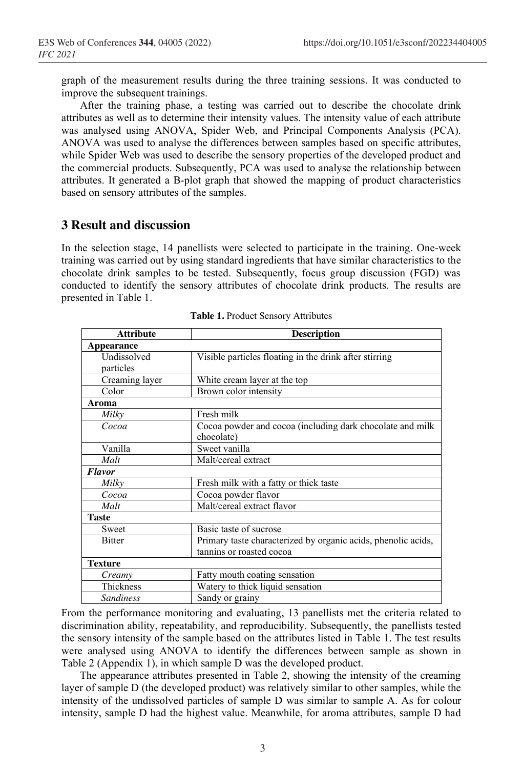graph of the measurement results during the three training sessions. It was conducted to improve the subsequent trainings.

After the training phase, a testing was carried out to describe the chocolate drink attributes as well as to determine their intensity values. The intensity value of each attribute was analysed using ANOVA, Spider Web, and Principal Components Analysis (PCA). ANOVA was used to analyse the differences between samples based on specific attributes, while Spider Web was used to describe the sensory properties of the developed product and the commercial products. Subsequently, PCA was used to analyse the relationship between attributes. It generated a B-plot graph that showed the mapping of product characteristics based on sensory attributes of the samples.

## 3 Result and discussion

In the selection stage, 14 panellists were selected to participate in the training. One-week training was carried out by using standard ingredients that have similar characteristics to the chocolate drink samples to be tested. Subsequently, focus group discussion (FGD) was conducted to identify the sensory attributes of chocolate drink products. The results are presented in Table 1.

**Table 1.** Product Sensory Attributes

| Attribute | Description |
|---|---|
| **Appearance** | |
| Undissolved particles | Visible particles floating in the drink after stirring |
| Creaming layer | White cream layer at the top |
| Color | Brown color intensity |
| **Aroma** | |
| *Milky* | Fresh milk |
| *Cocoa* | Cocoa powder and cocoa (including dark chocolate and milk chocolate) |
| Vanilla | Sweet vanilla |
| *Malt* | Malt/cereal extract |
| ***Flavor*** | |
| *Milky* | Fresh milk with a fatty or thick taste |
| *Cocoa* | Cocoa powder flavor |
| *Malt* | Malt/cereal extract flavor |
| **Taste** | |
| Sweet | Basic taste of sucrose |
| Bitter | Primary taste characterized by organic acids, phenolic acids, tannins or roasted cocoa |
| **Texture** | |
| *Creamy* | Fatty mouth coating sensation |
| Thickness | Watery to thick liquid sensation |
| *Sandiness* | Sandy or grainy |

From the performance monitoring and evaluating, 13 panellists met the criteria related to discrimination ability, repeatability, and reproducibility. Subsequently, the panellists tested the sensory intensity of the sample based on the attributes listed in Table 1. The test results were analysed using ANOVA to identify the differences between sample as shown in Table 2 (Appendix 1), in which sample D was the developed product.

The appearance attributes presented in Table 2, showing the intensity of the creaming layer of sample D (the developed product) was relatively similar to other samples, while the intensity of the undissolved particles of sample D was similar to sample A. As for colour intensity, sample D had the highest value. Meanwhile, for aroma attributes, sample D had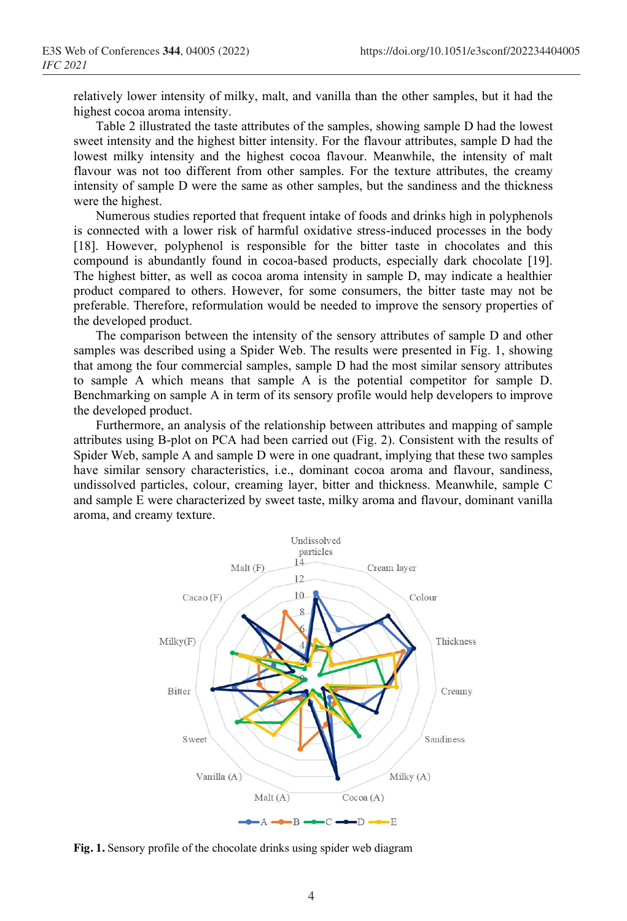relatively lower intensity of milky, malt, and vanilla than the other samples, but it had the highest cocoa aroma intensity.

Table 2 illustrated the taste attributes of the samples, showing sample D had the lowest sweet intensity and the highest bitter intensity. For the flavour attributes, sample D had the lowest milky intensity and the highest cocoa flavour. Meanwhile, the intensity of malt flavour was not too different from other samples. For the texture attributes, the creamy intensity of sample D were the same as other samples, but the sandiness and the thickness were the highest.

Numerous studies reported that frequent intake of foods and drinks high in polyphenols is connected with a lower risk of harmful oxidative stress-induced processes in the body [18]. However, polyphenol is responsible for the bitter taste in chocolates and this compound is abundantly found in cocoa-based products, especially dark chocolate [19]. The highest bitter, as well as cocoa aroma intensity in sample D, may indicate a healthier product compared to others. However, for some consumers, the bitter taste may not be preferable. Therefore, reformulation would be needed to improve the sensory properties of the developed product.

The comparison between the intensity of the sensory attributes of sample D and other samples was described using a Spider Web. The results were presented in Fig. 1, showing that among the four commercial samples, sample D had the most similar sensory attributes to sample A which means that sample A is the potential competitor for sample D. Benchmarking on sample A in term of its sensory profile would help developers to improve the developed product.

Furthermore, an analysis of the relationship between attributes and mapping of sample attributes using B-plot on PCA had been carried out (Fig. 2). Consistent with the results of Spider Web, sample A and sample D were in one quadrant, implying that these two samples have similar sensory characteristics, i.e., dominant cocoa aroma and flavour, sandiness, undissolved particles, colour, creaming layer, bitter and thickness. Meanwhile, sample C and sample E were characterized by sweet taste, milky aroma and flavour, dominant vanilla aroma, and creamy texture.

**Fig. 1.** Sensory profile of the chocolate drinks using spider web diagram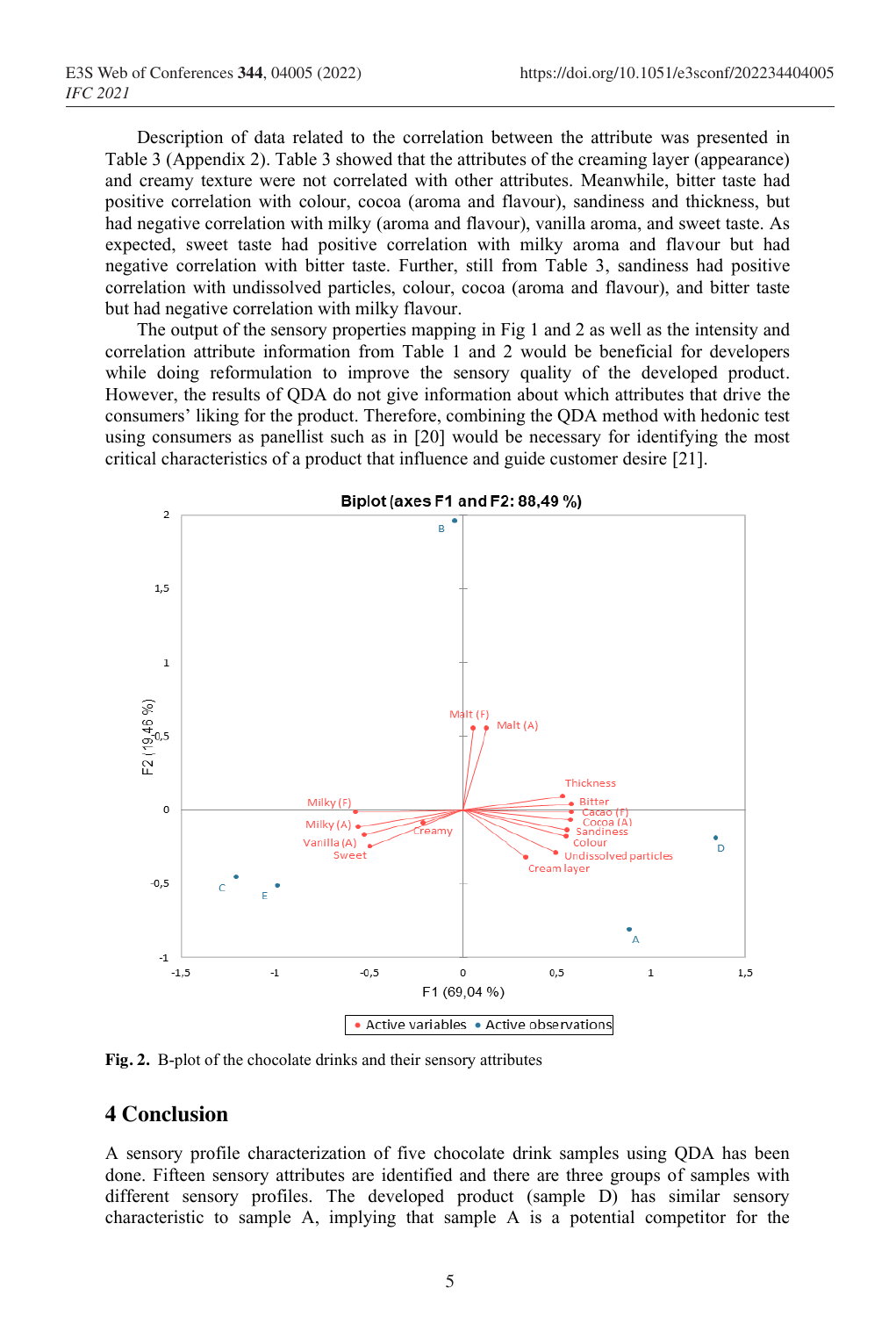Description of data related to the correlation between the attribute was presented in Table 3 (Appendix 2). Table 3 showed that the attributes of the creaming layer (appearance) and creamy texture were not correlated with other attributes. Meanwhile, bitter taste had positive correlation with colour, cocoa (aroma and flavour), sandiness and thickness, but had negative correlation with milky (aroma and flavour), vanilla aroma, and sweet taste. As expected, sweet taste had positive correlation with milky aroma and flavour but had negative correlation with bitter taste. Further, still from Table 3, sandiness had positive correlation with undissolved particles, colour, cocoa (aroma and flavour), and bitter taste but had negative correlation with milky flavour.

The output of the sensory properties mapping in Fig 1 and 2 as well as the intensity and correlation attribute information from Table 1 and 2 would be beneficial for developers while doing reformulation to improve the sensory quality of the developed product. However, the results of QDA do not give information about which attributes that drive the consumers' liking for the product. Therefore, combining the QDA method with hedonic test using consumers as panellist such as in [20] would be necessary for identifying the most critical characteristics of a product that influence and guide customer desire [21].

**Fig. 2.** B-plot of the chocolate drinks and their sensory attributes

# 4 Conclusion

A sensory profile characterization of five chocolate drink samples using QDA has been done. Fifteen sensory attributes are identified and there are three groups of samples with different sensory profiles. The developed product (sample D) has similar sensory characteristic to sample A, implying that sample A is a potential competitor for the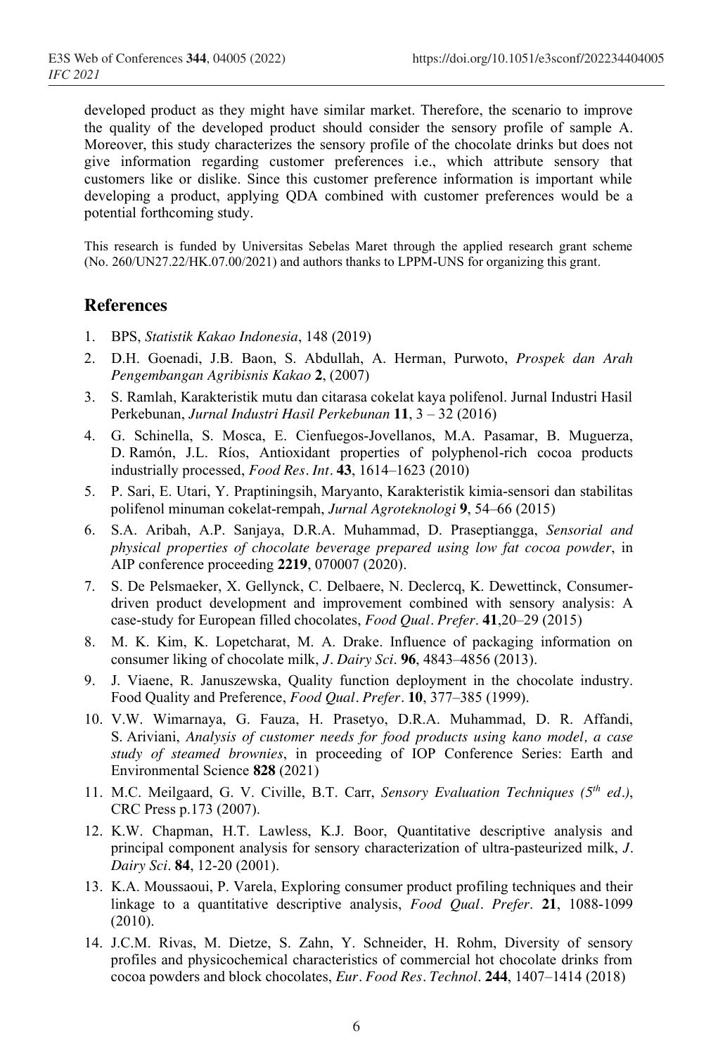developed product as they might have similar market. Therefore, the scenario to improve the quality of the developed product should consider the sensory profile of sample A. Moreover, this study characterizes the sensory profile of the chocolate drinks but does not give information regarding customer preferences i.e., which attribute sensory that customers like or dislike. Since this customer preference information is important while developing a product, applying QDA combined with customer preferences would be a potential forthcoming study.

This research is funded by Universitas Sebelas Maret through the applied research grant scheme (No. 260/UN27.22/HK.07.00/2021) and authors thanks to LPPM-UNS for organizing this grant.

## References

1. BPS, *Statistik Kakao Indonesia*, 148 (2019)
2. D.H. Goenadi, J.B. Baon, S. Abdullah, A. Herman, Purwoto, *Prospek dan Arah Pengembangan Agribisnis Kakao* **2**, (2007)
3. S. Ramlah, Karakteristik mutu dan citarasa cokelat kaya polifenol. Jurnal Industri Hasil Perkebunan, *Jurnal Industri Hasil Perkebunan* **11**, 3 – 32 (2016)
4. G. Schinella, S. Mosca, E. Cienfuegos-Jovellanos, M.A. Pasamar, B. Muguerza, D. Ramón, J.L. Ríos, Antioxidant properties of polyphenol-rich cocoa products industrially processed, *Food Res. Int*. **43**, 1614–1623 (2010)
5. P. Sari, E. Utari, Y. Praptiningsih, Maryanto, Karakteristik kimia-sensori dan stabilitas polifenol minuman cokelat-rempah, *Jurnal Agroteknologi* **9**, 54–66 (2015)
6. S.A. Aribah, A.P. Sanjaya, D.R.A. Muhammad, D. Praseptiangga, *Sensorial and physical properties of chocolate beverage prepared using low fat cocoa powder*, in AIP conference proceeding **2219**, 070007 (2020).
7. S. De Pelsmaeker, X. Gellynck, C. Delbaere, N. Declercq, K. Dewettinck, Consumer-driven product development and improvement combined with sensory analysis: A case-study for European filled chocolates, *Food Qual. Prefer*. **41**,20–29 (2015)
8. M. K. Kim, K. Lopetcharat, M. A. Drake. Influence of packaging information on consumer liking of chocolate milk, *J. Dairy Sci*. **96**, 4843–4856 (2013).
9. J. Viaene, R. Januszewska, Quality function deployment in the chocolate industry. Food Quality and Preference, *Food Qual. Prefer*. **10**, 377–385 (1999).
10. V.W. Wimarnaya, G. Fauza, H. Prasetyo, D.R.A. Muhammad, D. R. Affandi, S. Ariviani, *Analysis of customer needs for food products using kano model, a case study of steamed brownies*, in proceeding of IOP Conference Series: Earth and Environmental Science **828** (2021)
11. M.C. Meilgaard, G. V. Civille, B.T. Carr, *Sensory Evaluation Techniques (5th ed.)*, CRC Press p.173 (2007).
12. K.W. Chapman, H.T. Lawless, K.J. Boor, Quantitative descriptive analysis and principal component analysis for sensory characterization of ultra-pasteurized milk, *J. Dairy Sci*. **84**, 12-20 (2001).
13. K.A. Moussaoui, P. Varela, Exploring consumer product profiling techniques and their linkage to a quantitative descriptive analysis, *Food Qual. Prefer*. **21**, 1088-1099 (2010).
14. J.C.M. Rivas, M. Dietze, S. Zahn, Y. Schneider, H. Rohm, Diversity of sensory profiles and physicochemical characteristics of commercial hot chocolate drinks from cocoa powders and block chocolates, *Eur. Food Res. Technol*. **244**, 1407–1414 (2018)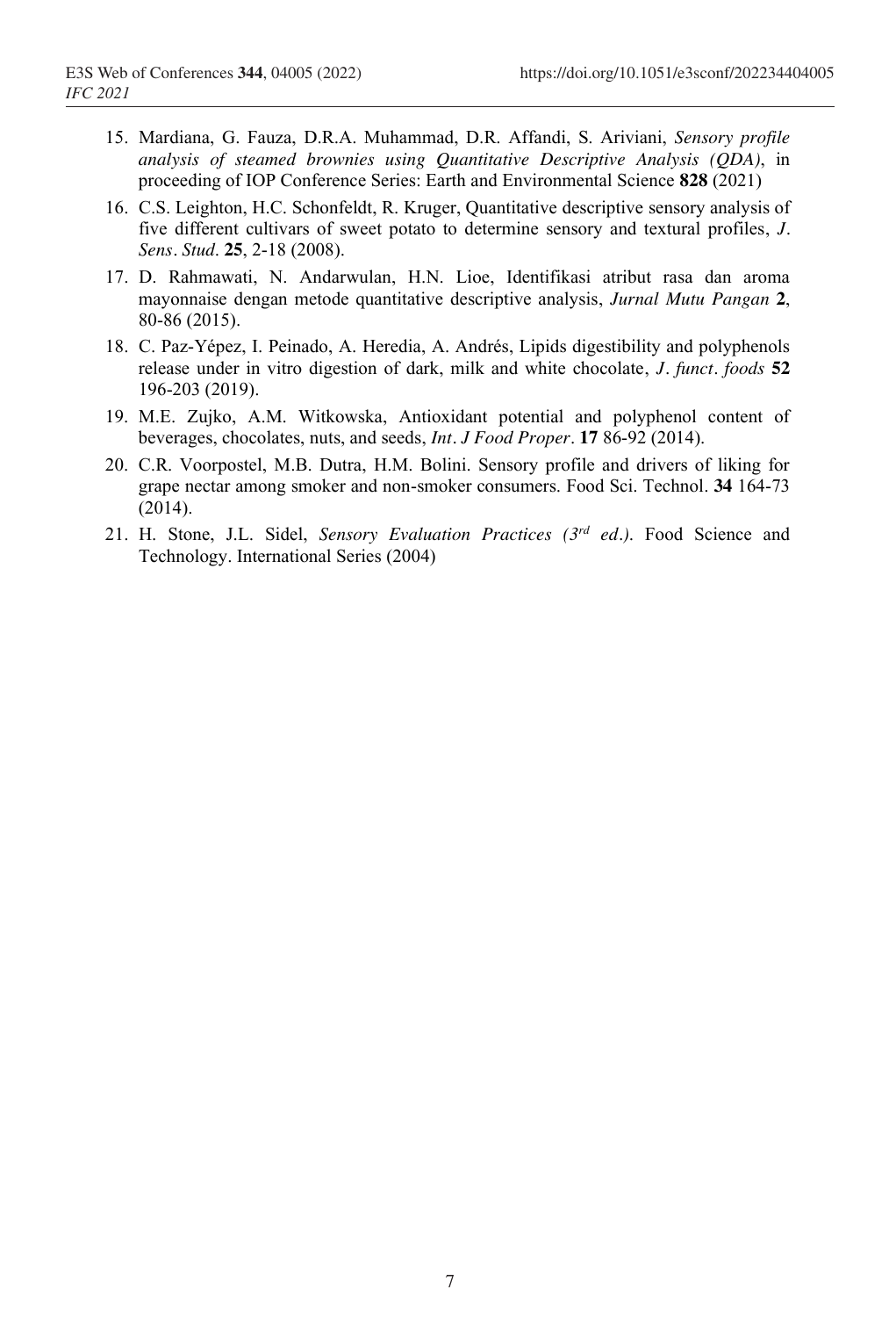15. Mardiana, G. Fauza, D.R.A. Muhammad, D.R. Affandi, S. Ariviani, *Sensory profile analysis of steamed brownies using Quantitative Descriptive Analysis (QDA)*, in proceeding of IOP Conference Series: Earth and Environmental Science **828** (2021)
16. C.S. Leighton, H.C. Schonfeldt, R. Kruger, Quantitative descriptive sensory analysis of five different cultivars of sweet potato to determine sensory and textural profiles, *J. Sens. Stud.* **25**, 2-18 (2008).
17. D. Rahmawati, N. Andarwulan, H.N. Lioe, Identifikasi atribut rasa dan aroma mayonnaise dengan metode quantitative descriptive analysis, *Jurnal Mutu Pangan* **2**, 80-86 (2015).
18. C. Paz-Yépez, I. Peinado, A. Heredia, A. Andrés, Lipids digestibility and polyphenols release under in vitro digestion of dark, milk and white chocolate, *J. funct. foods* **52** 196-203 (2019).
19. M.E. Zujko, A.M. Witkowska, Antioxidant potential and polyphenol content of beverages, chocolates, nuts, and seeds, *Int. J Food Proper.* **17** 86-92 (2014).
20. C.R. Voorpostel, M.B. Dutra, H.M. Bolini. Sensory profile and drivers of liking for grape nectar among smoker and non-smoker consumers. Food Sci. Technol. **34** 164-73 (2014).
21. H. Stone, J.L. Sidel, *Sensory Evaluation Practices (3rd ed.)*. Food Science and Technology. International Series (2004)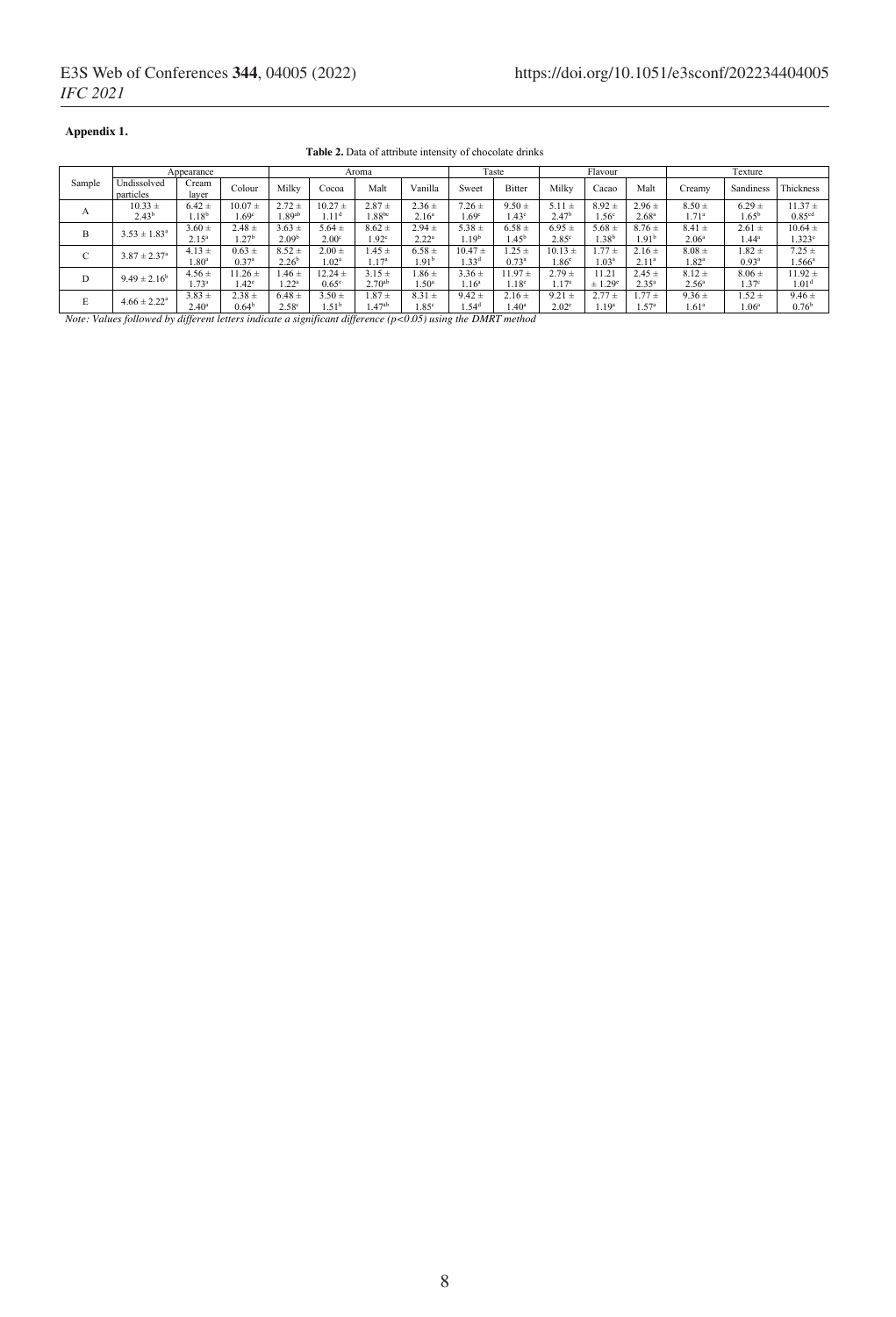**Appendix 1.**

**Table 2.** Data of attribute intensity of chocolate drinks

| Sample | Appearance | | | Aroma | | | | Taste | | Flavour | | | Texture | | |
|---|---|---|---|---|---|---|---|---|---|---|---|---|---|---|---|
| | Undissolved particles | Cream layer | Colour | Milky | Cocoa | Malt | Vanilla | Sweet | Bitter | Milky | Cacao | Malt | Creamy | Sandiness | Thickness |
| A | 10.33 ± 2.43[b] | 6.42 ± 1.18[b] | 10.07 ± 1.69[c] | 2.72 ± 1.89[ab] | 10.27 ± 1.11[d] | 2.87 ± 1.88[bc] | 2.36 ± 2.16[a] | 7.26 ± 1.69[c] | 9.50 ± 1.43[c] | 5.11 ± 2.47[b] | 8.92 ± 1.56[c] | 2.96 ± 2.68[a] | 8.50 ± 1.71[a] | 6.29 ± 1.65[b] | 11.37 ± 0.85[cd] |
| B | 3.53 ± 1.83[a] | 3.60 ± 2.15[a] | 2.48 ± 1.27[b] | 3.63 ± 2.09[b] | 5.64 ± 2.00[c] | 8.62 ± 1.92[c] | 2.94 ± 2.22[a] | 5.38 ± 1.19[b] | 6.58 ± 1.45[b] | 6.95 ± 2.85[c] | 5.68 ± 1.38[b] | 8.76 ± 1.91[b] | 8.41 ± 2.06[a] | 2.61 ± 1.44[a] | 10.64 ± 1.323[c] |
| C | 3.87 ± 2.37[a] | 4.13 ± 1.80[a] | 0.63 ± 0.37[a] | 8.52 ± 2.26[b] | 2.00 ± 1.02[a] | 1.45 ± 1.17[a] | 6.58 ± 1.91[b] | 10.47 ± 1.33[d] | 1.25 ± 0.73[a] | 10.13 ± 1.86[c] | 1.77 ± 1.03[a] | 2.16 ± 2.11[a] | 8.08 ± 1.82[a] | 1.82 ± 0.93[a] | 7.25 ± 1.566[a] |
| D | 9.49 ± 2.16[b] | 4.56 ± 1.73[a] | 11.26 ± 1.42[c] | 1.46 ± 1.22[a] | 12.24 ± 0.65[c] | 3.15 ± 2.70[ab] | 1.86 ± 1.50[a] | 3.36 ± 1.16[a] | 11.97 ± 1.18[c] | 2.79 ± 1.17[a] | 11.21 ± 1.29[c] | 2.45 ± 2.35[a] | 8.12 ± 2.56[a] | 8.06 ± 1.37[c] | 11.92 ± 1.01[d] |
| E | 4.66 ± 2.22[a] | 3.83 ± 2.40[a] | 2.38 ± 0.64[b] | 6.48 ± 2.58[c] | 3.50 ± 1.51[b] | 1.87 ± 1.47[ab] | 8.31 ± 1.85[c] | 9.42 ± 1.54[d] | 2.16 ± 1.40[a] | 9.21 ± 2.02[c] | 2.77 ± 1.19[a] | 1.77 ± 1.57[a] | 9.36 ± 1.61[a] | 1.52 ± 1.06[a] | 9.46 ± 0.76[b] |

*Note: Values followed by different letters indicate a significant difference ($p<0.05$) using the DMRT method*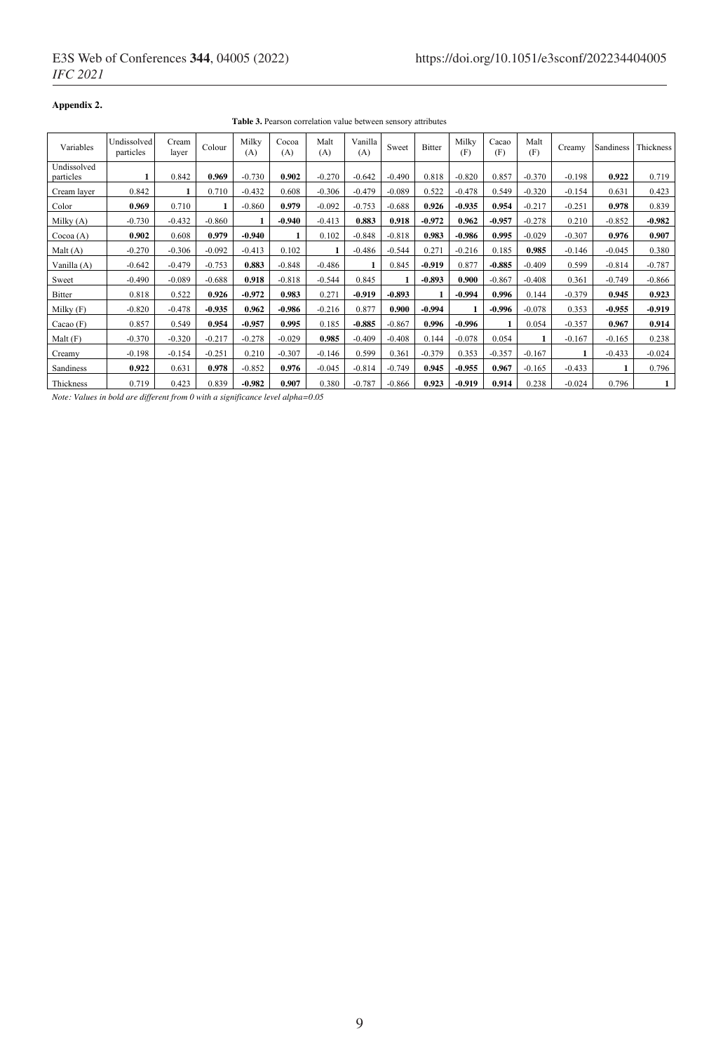**Appendix 2.**

**Table 3.** Pearson correlation value between sensory attributes

| Variables | Undissolved particles | Cream layer | Colour | Milky (A) | Cocoa (A) | Malt (A) | Vanilla (A) | Sweet | Bitter | Milky (F) | Cacao (F) | Malt (F) | Creamy | Sandiness | Thickness |
|---|---|---|---|---|---|---|---|---|---|---|---|---|---|---|---|
| Undissolved particles | **1** | 0.842 | **0.969** | -0.730 | **0.902** | -0.270 | -0.642 | -0.490 | 0.818 | -0.820 | 0.857 | -0.370 | -0.198 | **0.922** | 0.719 |
| Cream layer | 0.842 | **1** | 0.710 | -0.432 | 0.608 | -0.306 | -0.479 | -0.089 | 0.522 | -0.478 | 0.549 | -0.320 | -0.154 | 0.631 | 0.423 |
| Color | **0.969** | 0.710 | **1** | -0.860 | **0.979** | -0.092 | -0.753 | -0.688 | **0.926** | **-0.935** | **0.954** | -0.217 | -0.251 | **0.978** | 0.839 |
| Milky (A) | -0.730 | -0.432 | -0.860 | **1** | **-0.940** | -0.413 | **0.883** | **0.918** | **-0.972** | **0.962** | **-0.957** | -0.278 | 0.210 | -0.852 | **-0.982** |
| Cocoa (A) | **0.902** | 0.608 | **0.979** | **-0.940** | **1** | 0.102 | -0.848 | -0.818 | **0.983** | **-0.986** | **0.995** | -0.029 | -0.307 | **0.976** | **0.907** |
| Malt (A) | -0.270 | -0.306 | -0.092 | -0.413 | 0.102 | **1** | -0.486 | -0.544 | 0.271 | -0.216 | 0.185 | **0.985** | -0.146 | -0.045 | 0.380 |
| Vanilla (A) | -0.642 | -0.479 | -0.753 | **0.883** | -0.848 | -0.486 | **1** | 0.845 | **-0.919** | 0.877 | **-0.885** | -0.409 | 0.599 | -0.814 | -0.787 |
| Sweet | -0.490 | -0.089 | -0.688 | **0.918** | -0.818 | -0.544 | 0.845 | **1** | **-0.893** | **0.900** | -0.867 | -0.408 | 0.361 | -0.749 | -0.866 |
| Bitter | 0.818 | 0.522 | **0.926** | **-0.972** | **0.983** | 0.271 | **-0.919** | **-0.893** | **1** | **-0.994** | **0.996** | 0.144 | -0.379 | **0.945** | **0.923** |
| Milky (F) | -0.820 | -0.478 | **-0.935** | **0.962** | **-0.986** | -0.216 | 0.877 | **0.900** | **-0.994** | **1** | **-0.996** | -0.078 | 0.353 | **-0.955** | **-0.919** |
| Cacao (F) | 0.857 | 0.549 | **0.954** | **-0.957** | **0.995** | 0.185 | **-0.885** | -0.867 | **0.996** | **-0.996** | **1** | 0.054 | -0.357 | **0.967** | **0.914** |
| Malt (F) | -0.370 | -0.320 | -0.217 | -0.278 | -0.029 | **0.985** | -0.409 | -0.408 | 0.144 | -0.078 | 0.054 | **1** | -0.167 | -0.165 | 0.238 |
| Creamy | -0.198 | -0.154 | -0.251 | 0.210 | -0.307 | -0.146 | 0.599 | 0.361 | -0.379 | 0.353 | -0.357 | -0.167 | **1** | -0.433 | -0.024 |
| Sandiness | **0.922** | 0.631 | **0.978** | -0.852 | **0.976** | -0.045 | -0.814 | -0.749 | **0.945** | **-0.955** | **0.967** | -0.165 | -0.433 | **1** | 0.796 |
| Thickness | 0.719 | 0.423 | 0.839 | **-0.982** | **0.907** | 0.380 | -0.787 | -0.866 | **0.923** | **-0.919** | **0.914** | 0.238 | -0.024 | 0.796 | **1** |

*Note: Values in bold are different from 0 with a significance level alpha=0.05*